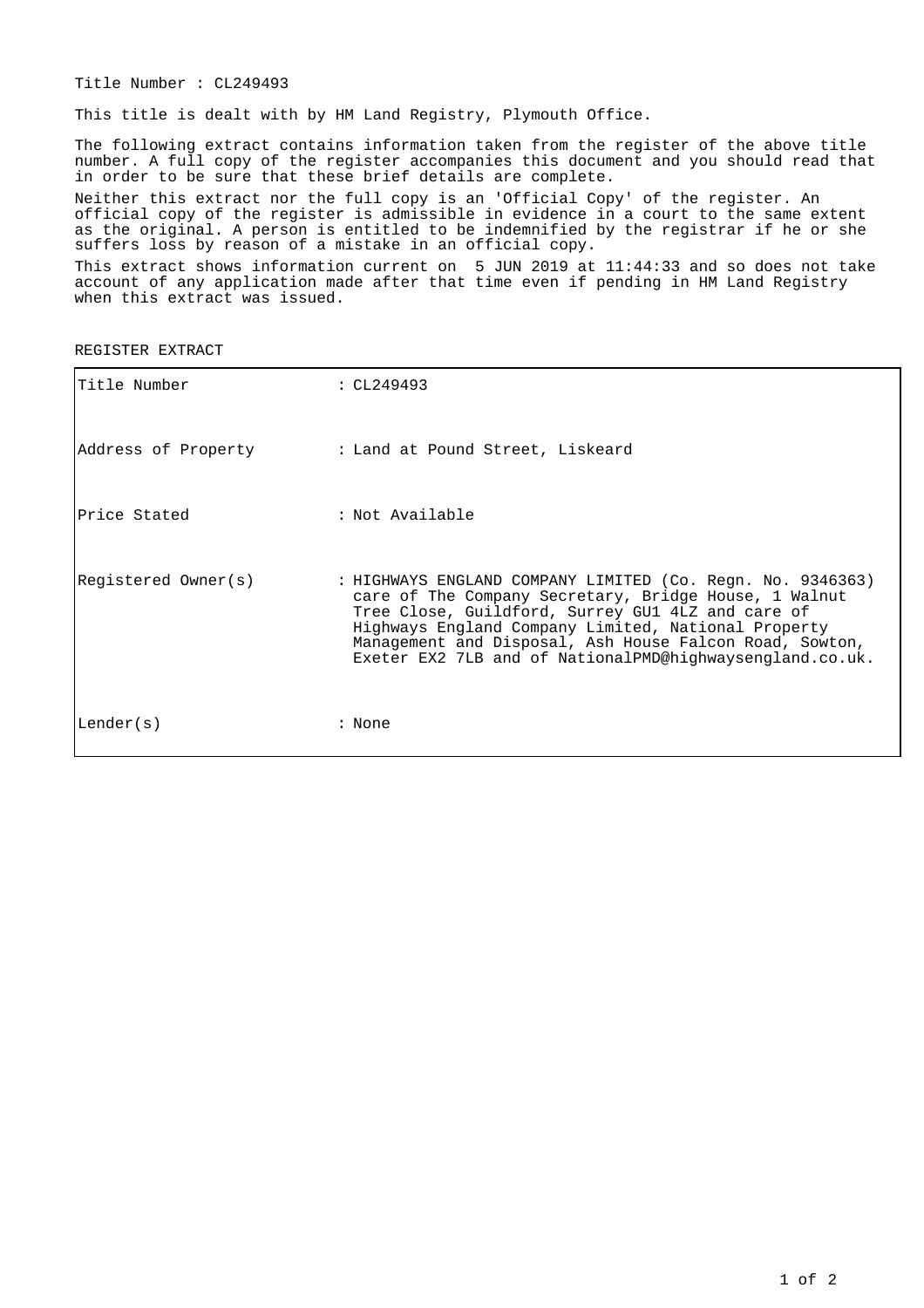Title Number : CL249493

This title is dealt with by HM Land Registry, Plymouth Office.

The following extract contains information taken from the register of the above title number. A full copy of the register accompanies this document and you should read that in order to be sure that these brief details are complete.

Neither this extract nor the full copy is an 'Official Copy' of the register. An official copy of the register is admissible in evidence in a court to the same extent as the original. A person is entitled to be indemnified by the registrar if he or she suffers loss by reason of a mistake in an official copy.

This extract shows information current on 5 JUN 2019 at 11:44:33 and so does not take account of any application made after that time even if pending in HM Land Registry when this extract was issued.

REGISTER EXTRACT

| | |
|---|---|
| Title Number | : CL249493 |
| Address of Property | : Land at Pound Street, Liskeard |
| Price Stated | : Not Available |
| Registered Owner(s) | : HIGHWAYS ENGLAND COMPANY LIMITED (Co. Regn. No. 9346363) care of The Company Secretary, Bridge House, 1 Walnut Tree Close, Guildford, Surrey GU1 4LZ and care of Highways England Company Limited, National Property Management and Disposal, Ash House Falcon Road, Sowton, Exeter EX2 7LB and of NationalPMD@highwaysengland.co.uk. |
| Lender(s) | : None |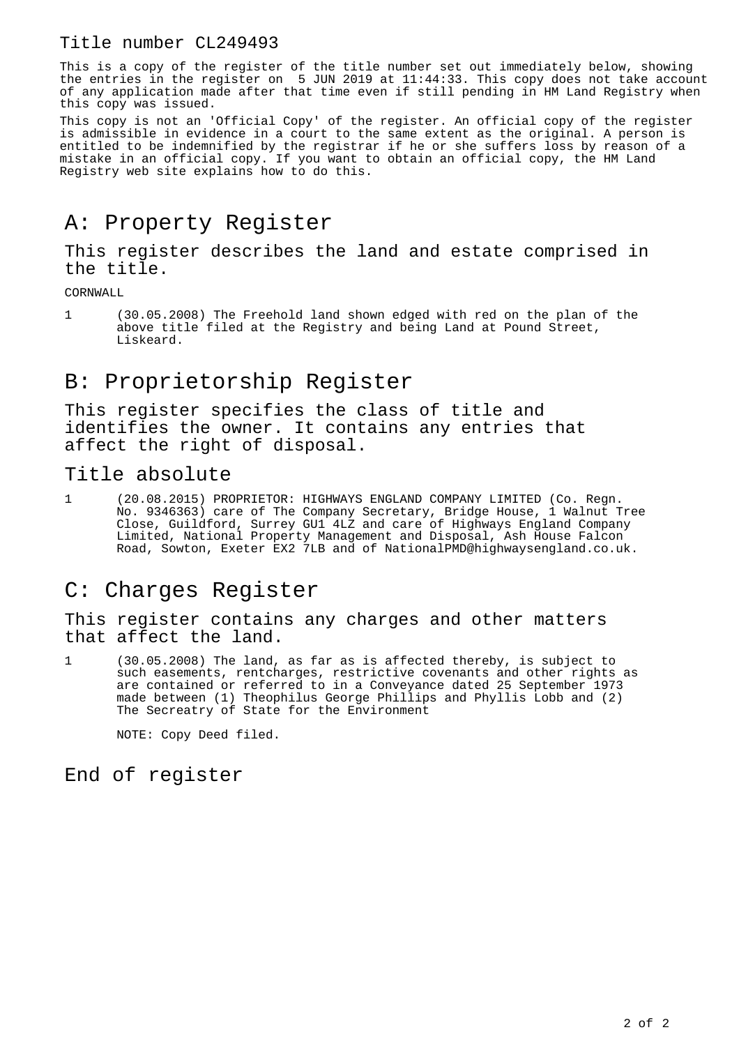Title number CL249493

This is a copy of the register of the title number set out immediately below, showing the entries in the register on 5 JUN 2019 at 11:44:33. This copy does not take account of any application made after that time even if still pending in HM Land Registry when this copy was issued.

This copy is not an 'Official Copy' of the register. An official copy of the register is admissible in evidence in a court to the same extent as the original. A person is entitled to be indemnified by the registrar if he or she suffers loss by reason of a mistake in an official copy. If you want to obtain an official copy, the HM Land Registry web site explains how to do this.

# A: Property Register

## This register describes the land and estate comprised in the title.

CORNWALL

1 (30.05.2008) The Freehold land shown edged with red on the plan of the above title filed at the Registry and being Land at Pound Street, Liskeard.

# B: Proprietorship Register

## This register specifies the class of title and identifies the owner. It contains any entries that affect the right of disposal.

### Title absolute

1 (20.08.2015) PROPRIETOR: HIGHWAYS ENGLAND COMPANY LIMITED (Co. Regn. No. 9346363) care of The Company Secretary, Bridge House, 1 Walnut Tree Close, Guildford, Surrey GU1 4LZ and care of Highways England Company Limited, National Property Management and Disposal, Ash House Falcon Road, Sowton, Exeter EX2 7LB and of NationalPMD@highwaysengland.co.uk.

# C: Charges Register

## This register contains any charges and other matters that affect the land.

1 (30.05.2008) The land, as far as is affected thereby, is subject to such easements, rentcharges, restrictive covenants and other rights as are contained or referred to in a Conveyance dated 25 September 1973 made between (1) Theophilus George Phillips and Phyllis Lobb and (2) The Secreatry of State for the Environment

NOTE: Copy Deed filed.

# End of register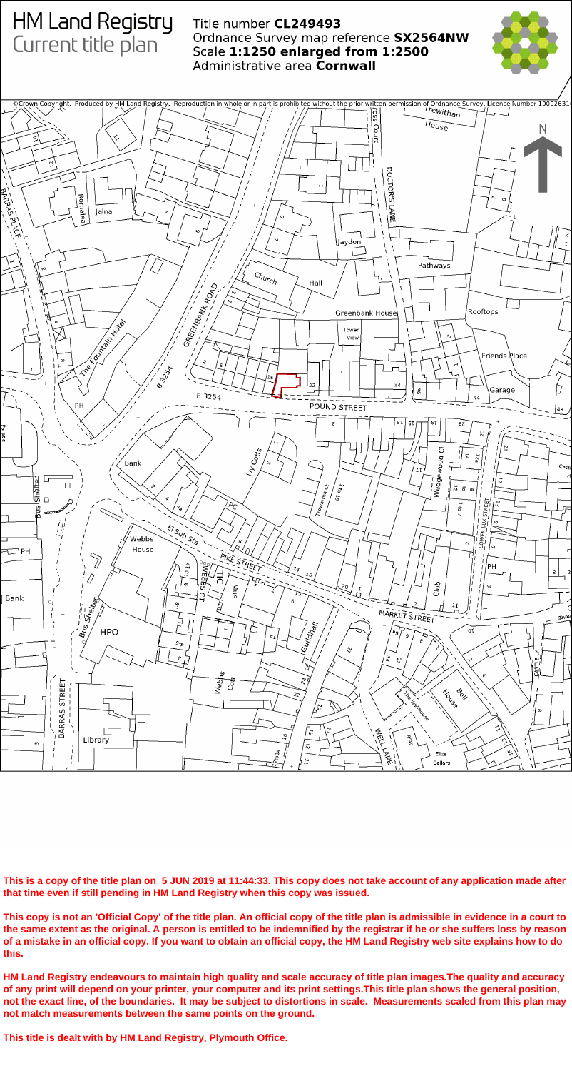# HM Land Registry
## Current title plan

Title number **CL249493**
Ordnance Survey map reference **SX2564NW**
Scale **1:1250 enlarged from 1:2500**
Administrative area **Cornwall**

©Crown Copyright. Produced by HM Land Registry. Reproduction in whole or in part is prohibited without the prior written permission of Ordnance Survey. Licence Number 100026316

**This is a copy of the title plan on 5 JUN 2019 at 11:44:33. This copy does not take account of any application made after that time even if still pending in HM Land Registry when this copy was issued.**

**This copy is not an 'Official Copy' of the title plan. An official copy of the title plan is admissible in evidence in a court to the same extent as the original. A person is entitled to be indemnified by the registrar if he or she suffers loss by reason of a mistake in an official copy. If you want to obtain an official copy, the HM Land Registry web site explains how to do this.**

**HM Land Registry endeavours to maintain high quality and scale accuracy of title plan images.The quality and accuracy of any print will depend on your printer, your computer and its print settings.This title plan shows the general position, not the exact line, of the boundaries. It may be subject to distortions in scale. Measurements scaled from this plan may not match measurements between the same points on the ground.**

**This title is dealt with by HM Land Registry, Plymouth Office.**